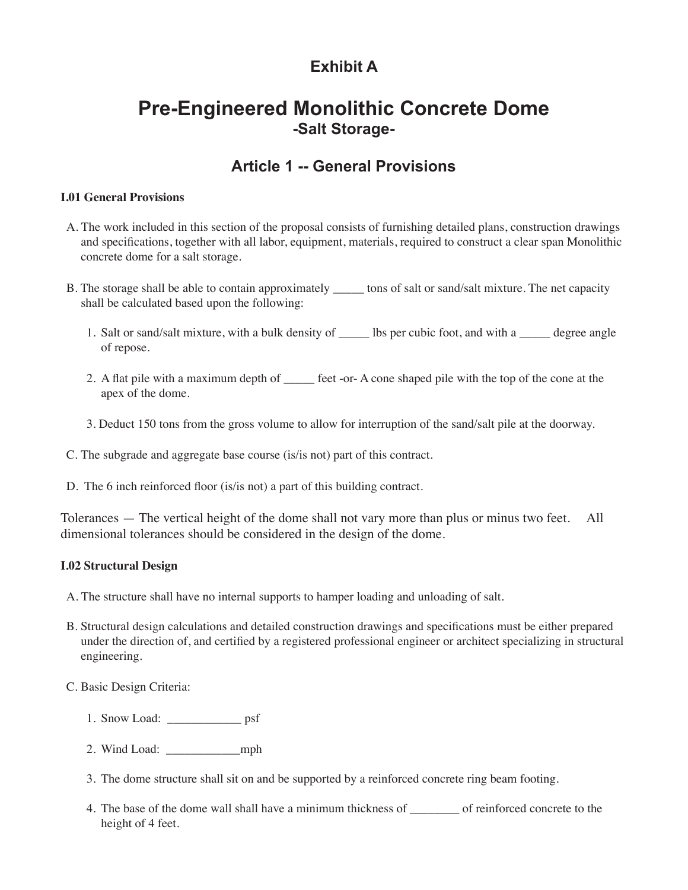# Exhibit A

# Pre-Engineered Monolithic Concrete Dome

## -Salt Storage-

## Article 1 -- General Provisions

**I.01 General Provisions**

A. The work included in this section of the proposal consists of furnishing detailed plans, construction drawings and specifications, together with all labor, equipment, materials, required to construct a clear span Monolithic concrete dome for a salt storage.

B. The storage shall be able to contain approximately _____ tons of salt or sand/salt mixture. The net capacity shall be calculated based upon the following:

1. Salt or sand/salt mixture, with a bulk density of _____ lbs per cubic foot, and with a _____ degree angle of repose.

2. A flat pile with a maximum depth of _____ feet -or- A cone shaped pile with the top of the cone at the apex of the dome.

3. Deduct 150 tons from the gross volume to allow for interruption of the sand/salt pile at the doorway.

C. The subgrade and aggregate base course (is/is not) part of this contract.

D. The 6 inch reinforced floor (is/is not) a part of this building contract.

Tolerances — The vertical height of the dome shall not vary more than plus or minus two feet. All dimensional tolerances should be considered in the design of the dome.

**I.02 Structural Design**

A. The structure shall have no internal supports to hamper loading and unloading of salt.

B. Structural design calculations and detailed construction drawings and specifications must be either prepared under the direction of, and certified by a registered professional engineer or architect specializing in structural engineering.

C. Basic Design Criteria:

1. Snow Load: ____________ psf

2. Wind Load: ____________mph

3. The dome structure shall sit on and be supported by a reinforced concrete ring beam footing.

4. The base of the dome wall shall have a minimum thickness of ________ of reinforced concrete to the height of 4 feet.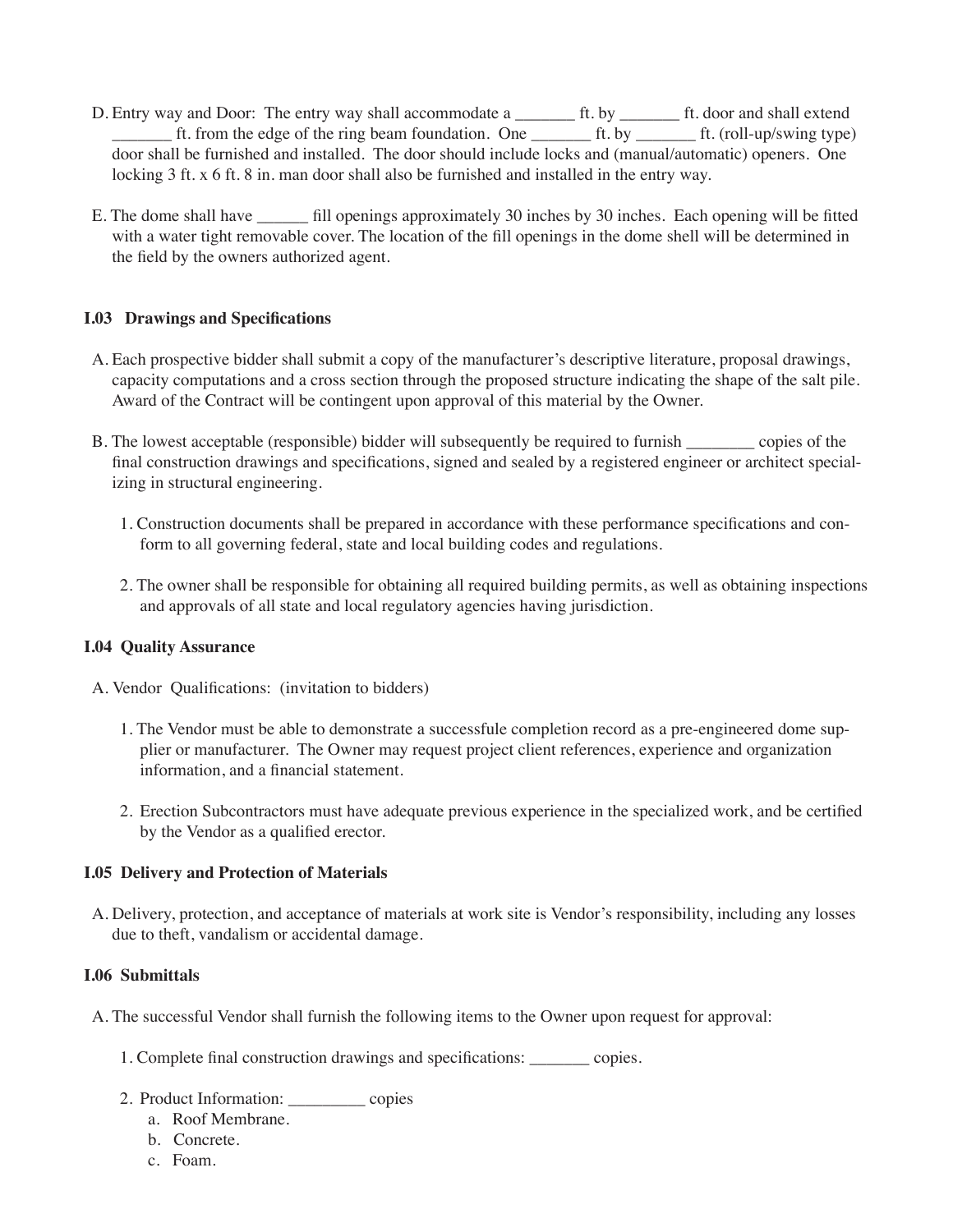D. Entry way and Door: The entry way shall accommodate a _______ ft. by _______ ft. door and shall extend _______ ft. from the edge of the ring beam foundation. One _______ ft. by _______ ft. (roll-up/swing type) door shall be furnished and installed. The door should include locks and (manual/automatic) openers. One locking 3 ft. x 6 ft. 8 in. man door shall also be furnished and installed in the entry way.

E. The dome shall have ______ fill openings approximately 30 inches by 30 inches. Each opening will be fitted with a water tight removable cover. The location of the fill openings in the dome shell will be determined in the field by the owners authorized agent.

### I.03 Drawings and Specifications

A. Each prospective bidder shall submit a copy of the manufacturer's descriptive literature, proposal drawings, capacity computations and a cross section through the proposed structure indicating the shape of the salt pile. Award of the Contract will be contingent upon approval of this material by the Owner.

B. The lowest acceptable (responsible) bidder will subsequently be required to furnish ________ copies of the final construction drawings and specifications, signed and sealed by a registered engineer or architect specializing in structural engineering.

1. Construction documents shall be prepared in accordance with these performance specifications and conform to all governing federal, state and local building codes and regulations.

2. The owner shall be responsible for obtaining all required building permits, as well as obtaining inspections and approvals of all state and local regulatory agencies having jurisdiction.

### I.04 Quality Assurance

A. Vendor Qualifications: (invitation to bidders)

1. The Vendor must be able to demonstrate a successfule completion record as a pre-engineered dome supplier or manufacturer. The Owner may request project client references, experience and organization information, and a financial statement.

2. Erection Subcontractors must have adequate previous experience in the specialized work, and be certified by the Vendor as a qualified erector.

### I.05 Delivery and Protection of Materials

A. Delivery, protection, and acceptance of materials at work site is Vendor's responsibility, including any losses due to theft, vandalism or accidental damage.

### I.06 Submittals

A. The successful Vendor shall furnish the following items to the Owner upon request for approval:

1. Complete final construction drawings and specifications: _______ copies.

2. Product Information: _________ copies
   a. Roof Membrane.
   b. Concrete.
   c. Foam.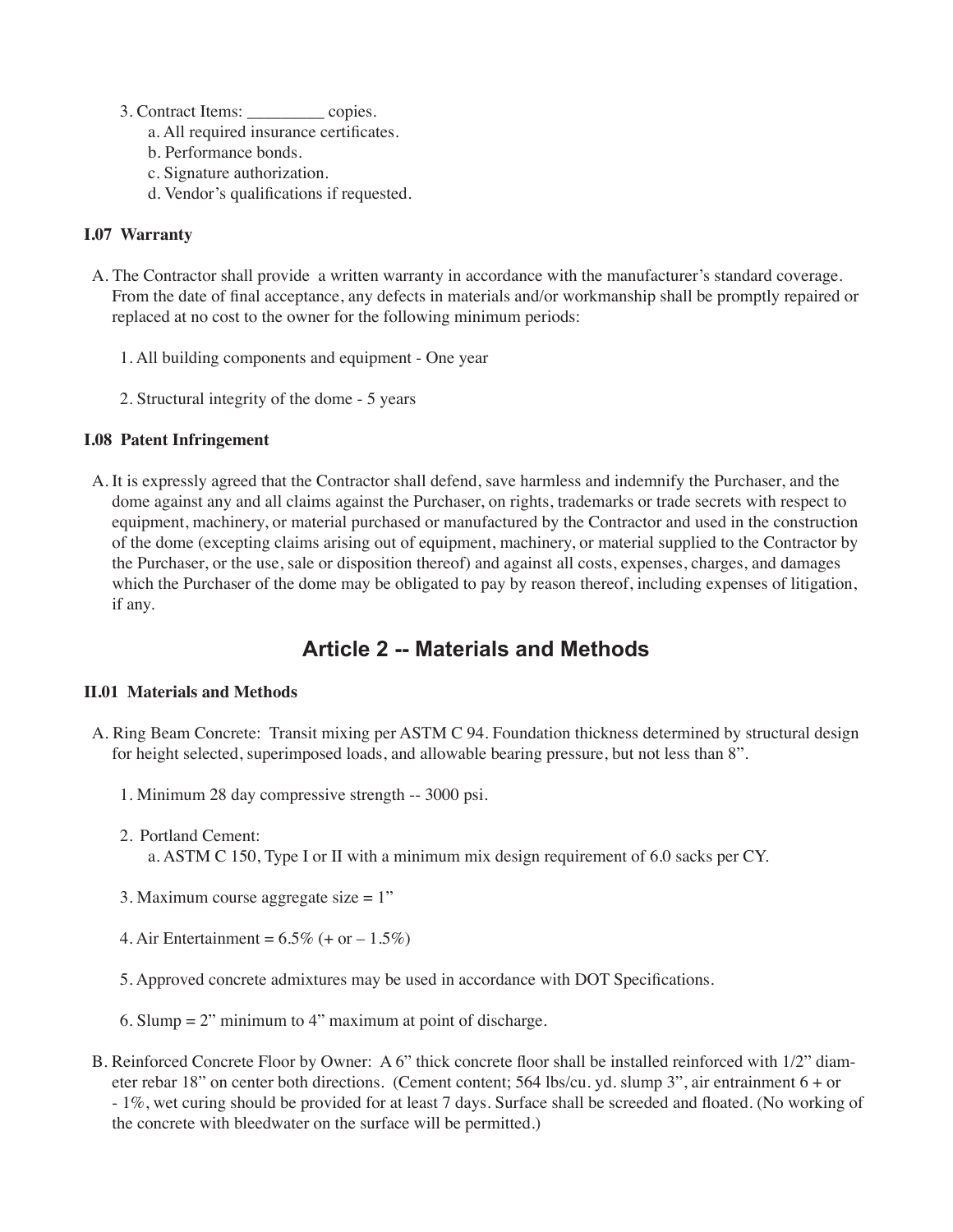3. Contract Items: _________ copies.
   a. All required insurance certificates.
   b. Performance bonds.
   c. Signature authorization.
   d. Vendor's qualifications if requested.

**I.07 Warranty**

A. The Contractor shall provide a written warranty in accordance with the manufacturer's standard coverage. From the date of final acceptance, any defects in materials and/or workmanship shall be promptly repaired or replaced at no cost to the owner for the following minimum periods:

   1. All building components and equipment - One year

   2. Structural integrity of the dome - 5 years

**I.08 Patent Infringement**

A. It is expressly agreed that the Contractor shall defend, save harmless and indemnify the Purchaser, and the dome against any and all claims against the Purchaser, on rights, trademarks or trade secrets with respect to equipment, machinery, or material purchased or manufactured by the Contractor and used in the construction of the dome (excepting claims arising out of equipment, machinery, or material supplied to the Contractor by the Purchaser, or the use, sale or disposition thereof) and against all costs, expenses, charges, and damages which the Purchaser of the dome may be obligated to pay by reason thereof, including expenses of litigation, if any.

## Article 2 -- Materials and Methods

**II.01 Materials and Methods**

A. Ring Beam Concrete: Transit mixing per ASTM C 94. Foundation thickness determined by structural design for height selected, superimposed loads, and allowable bearing pressure, but not less than 8".

   1. Minimum 28 day compressive strength -- 3000 psi.

   2. Portland Cement:
      a. ASTM C 150, Type I or II with a minimum mix design requirement of 6.0 sacks per CY.

   3. Maximum course aggregate size = 1"

   4. Air Entertainment = 6.5% (+ or – 1.5%)

   5. Approved concrete admixtures may be used in accordance with DOT Specifications.

   6. Slump = 2" minimum to 4" maximum at point of discharge.

B. Reinforced Concrete Floor by Owner: A 6" thick concrete floor shall be installed reinforced with 1/2" diameter rebar 18" on center both directions. (Cement content; 564 lbs/cu. yd. slump 3", air entrainment 6 + or - 1%, wet curing should be provided for at least 7 days. Surface shall be screeded and floated. (No working of the concrete with bleedwater on the surface will be permitted.)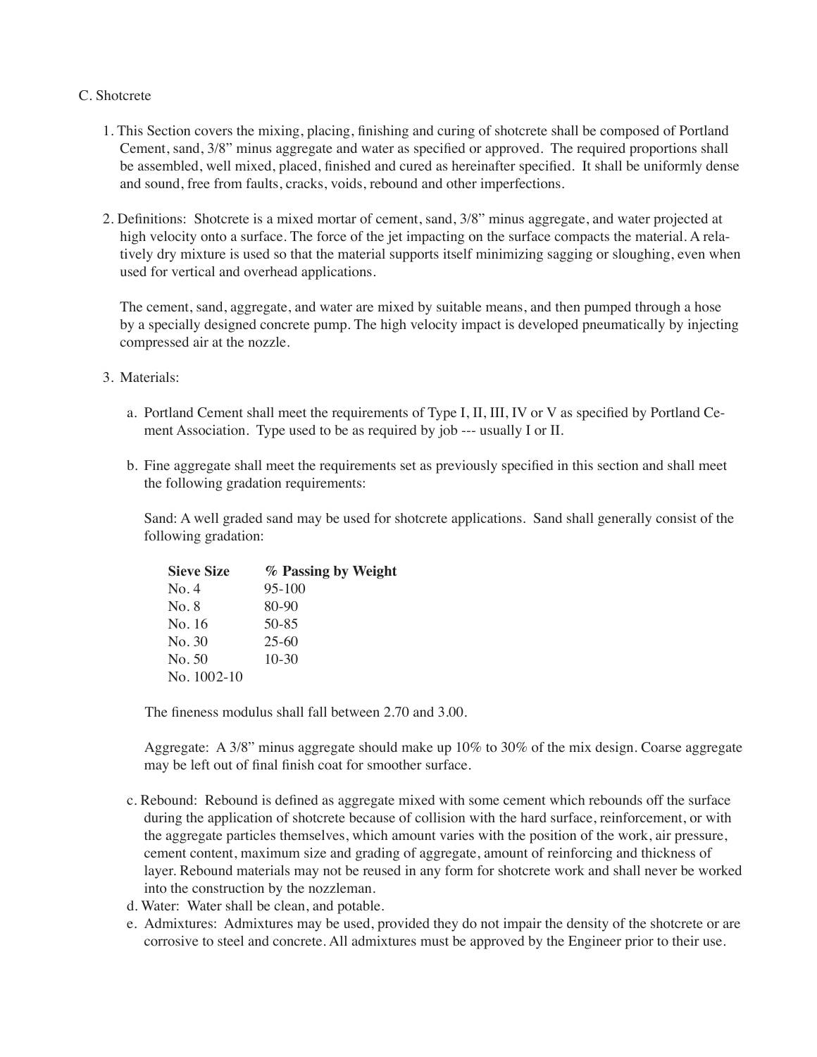C. Shotcrete

1. This Section covers the mixing, placing, finishing and curing of shotcrete shall be composed of Portland Cement, sand, 3/8" minus aggregate and water as specified or approved. The required proportions shall be assembled, well mixed, placed, finished and cured as hereinafter specified. It shall be uniformly dense and sound, free from faults, cracks, voids, rebound and other imperfections.

2. Definitions: Shotcrete is a mixed mortar of cement, sand, 3/8" minus aggregate, and water projected at high velocity onto a surface. The force of the jet impacting on the surface compacts the material. A relatively dry mixture is used so that the material supports itself minimizing sagging or sloughing, even when used for vertical and overhead applications.

   The cement, sand, aggregate, and water are mixed by suitable means, and then pumped through a hose by a specially designed concrete pump. The high velocity impact is developed pneumatically by injecting compressed air at the nozzle.

3. Materials:

   a. Portland Cement shall meet the requirements of Type I, II, III, IV or V as specified by Portland Cement Association. Type used to be as required by job --- usually I or II.

   b. Fine aggregate shall meet the requirements set as previously specified in this section and shall meet the following gradation requirements:

      Sand: A well graded sand may be used for shotcrete applications. Sand shall generally consist of the following gradation:

      | Sieve Size | % Passing by Weight |
      |---|---|
      | No. 4 | 95-100 |
      | No. 8 | 80-90 |
      | No. 16 | 50-85 |
      | No. 30 | 25-60 |
      | No. 50 | 10-30 |
      | No. 1002-10 | |

      The fineness modulus shall fall between 2.70 and 3.00.

      Aggregate: A 3/8" minus aggregate should make up 10% to 30% of the mix design. Coarse aggregate may be left out of final finish coat for smoother surface.

   c. Rebound: Rebound is defined as aggregate mixed with some cement which rebounds off the surface during the application of shotcrete because of collision with the hard surface, reinforcement, or with the aggregate particles themselves, which amount varies with the position of the work, air pressure, cement content, maximum size and grading of aggregate, amount of reinforcing and thickness of layer. Rebound materials may not be reused in any form for shotcrete work and shall never be worked into the construction by the nozzleman.

   d. Water: Water shall be clean, and potable.

   e. Admixtures: Admixtures may be used, provided they do not impair the density of the shotcrete or are corrosive to steel and concrete. All admixtures must be approved by the Engineer prior to their use.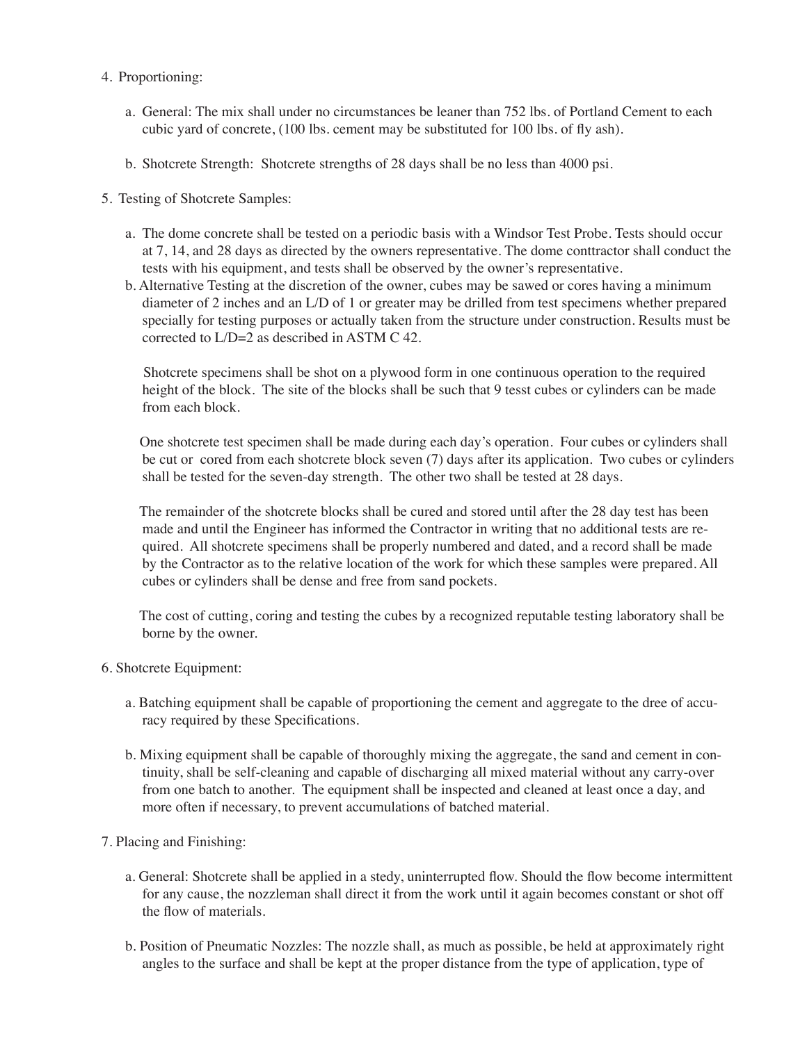4. Proportioning:

   a. General: The mix shall under no circumstances be leaner than 752 lbs. of Portland Cement to each cubic yard of concrete, (100 lbs. cement may be substituted for 100 lbs. of fly ash).

   b. Shotcrete Strength: Shotcrete strengths of 28 days shall be no less than 4000 psi.

5. Testing of Shotcrete Samples:

   a. The dome concrete shall be tested on a periodic basis with a Windsor Test Probe. Tests should occur at 7, 14, and 28 days as directed by the owners representative. The dome conttractor shall conduct the tests with his equipment, and tests shall be observed by the owner's representative.

   b. Alternative Testing at the discretion of the owner, cubes may be sawed or cores having a minimum diameter of 2 inches and an L/D of 1 or greater may be drilled from test specimens whether prepared specially for testing purposes or actually taken from the structure under construction. Results must be corrected to L/D=2 as described in ASTM C 42.

      Shotcrete specimens shall be shot on a plywood form in one continuous operation to the required height of the block. The site of the blocks shall be such that 9 tesst cubes or cylinders can be made from each block.

      One shotcrete test specimen shall be made during each day's operation. Four cubes or cylinders shall be cut or cored from each shotcrete block seven (7) days after its application. Two cubes or cylinders shall be tested for the seven-day strength. The other two shall be tested at 28 days.

      The remainder of the shotcrete blocks shall be cured and stored until after the 28 day test has been made and until the Engineer has informed the Contractor in writing that no additional tests are required. All shotcrete specimens shall be properly numbered and dated, and a record shall be made by the Contractor as to the relative location of the work for which these samples were prepared. All cubes or cylinders shall be dense and free from sand pockets.

      The cost of cutting, coring and testing the cubes by a recognized reputable testing laboratory shall be borne by the owner.

6. Shotcrete Equipment:

   a. Batching equipment shall be capable of proportioning the cement and aggregate to the dree of accuracy required by these Specifications.

   b. Mixing equipment shall be capable of thoroughly mixing the aggregate, the sand and cement in continuity, shall be self-cleaning and capable of discharging all mixed material without any carry-over from one batch to another. The equipment shall be inspected and cleaned at least once a day, and more often if necessary, to prevent accumulations of batched material.

7. Placing and Finishing:

   a. General: Shotcrete shall be applied in a stedy, uninterrupted flow. Should the flow become intermittent for any cause, the nozzleman shall direct it from the work until it again becomes constant or shot off the flow of materials.

   b. Position of Pneumatic Nozzles: The nozzle shall, as much as possible, be held at approximately right angles to the surface and shall be kept at the proper distance from the type of application, type of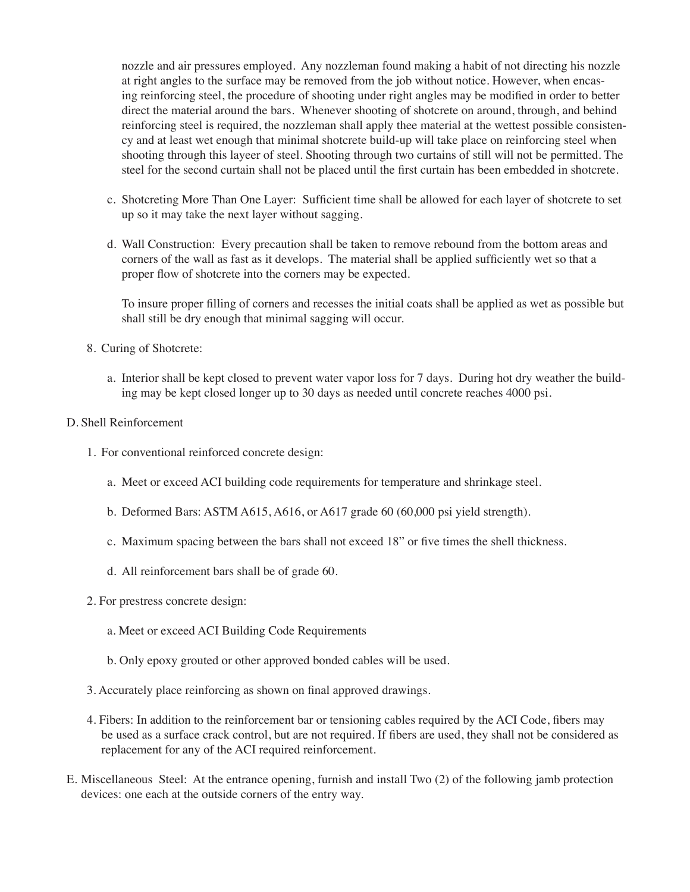nozzle and air pressures employed. Any nozzleman found making a habit of not directing his nozzle at right angles to the surface may be removed from the job without notice. However, when encasing reinforcing steel, the procedure of shooting under right angles may be modified in order to better direct the material around the bars. Whenever shooting of shotcrete on around, through, and behind reinforcing steel is required, the nozzleman shall apply thee material at the wettest possible consistency and at least wet enough that minimal shotcrete build-up will take place on reinforcing steel when shooting through this layeer of steel. Shooting through two curtains of still will not be permitted. The steel for the second curtain shall not be placed until the first curtain has been embedded in shotcrete.

c. Shotcreting More Than One Layer: Sufficient time shall be allowed for each layer of shotcrete to set up so it may take the next layer without sagging.

d. Wall Construction: Every precaution shall be taken to remove rebound from the bottom areas and corners of the wall as fast as it develops. The material shall be applied sufficiently wet so that a proper flow of shotcrete into the corners may be expected.

To insure proper filling of corners and recesses the initial coats shall be applied as wet as possible but shall still be dry enough that minimal sagging will occur.

8. Curing of Shotcrete:

   a. Interior shall be kept closed to prevent water vapor loss for 7 days. During hot dry weather the building may be kept closed longer up to 30 days as needed until concrete reaches 4000 psi.

D. Shell Reinforcement

1. For conventional reinforced concrete design:

   a. Meet or exceed ACI building code requirements for temperature and shrinkage steel.

   b. Deformed Bars: ASTM A615, A616, or A617 grade 60 (60,000 psi yield strength).

   c. Maximum spacing between the bars shall not exceed 18" or five times the shell thickness.

   d. All reinforcement bars shall be of grade 60.

2. For prestress concrete design:

   a. Meet or exceed ACI Building Code Requirements

   b. Only epoxy grouted or other approved bonded cables will be used.

3. Accurately place reinforcing as shown on final approved drawings.

4. Fibers: In addition to the reinforcement bar or tensioning cables required by the ACI Code, fibers may be used as a surface crack control, but are not required. If fibers are used, they shall not be considered as replacement for any of the ACI required reinforcement.

E. Miscellaneous Steel: At the entrance opening, furnish and install Two (2) of the following jamb protection devices: one each at the outside corners of the entry way.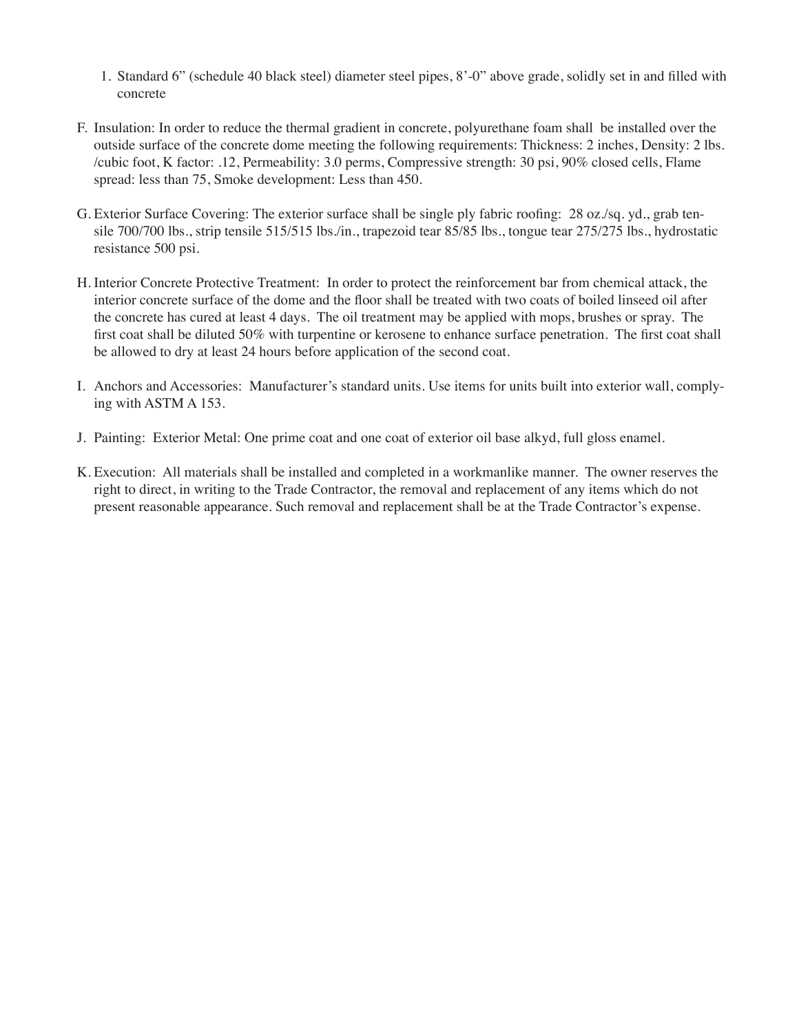1. Standard 6" (schedule 40 black steel) diameter steel pipes, 8'-0" above grade, solidly set in and filled with concrete

F. Insulation: In order to reduce the thermal gradient in concrete, polyurethane foam shall be installed over the outside surface of the concrete dome meeting the following requirements: Thickness: 2 inches, Density: 2 lbs. /cubic foot, K factor: .12, Permeability: 3.0 perms, Compressive strength: 30 psi, 90% closed cells, Flame spread: less than 75, Smoke development: Less than 450.

G. Exterior Surface Covering: The exterior surface shall be single ply fabric roofing: 28 oz./sq. yd., grab tensile 700/700 lbs., strip tensile 515/515 lbs./in., trapezoid tear 85/85 lbs., tongue tear 275/275 lbs., hydrostatic resistance 500 psi.

H. Interior Concrete Protective Treatment: In order to protect the reinforcement bar from chemical attack, the interior concrete surface of the dome and the floor shall be treated with two coats of boiled linseed oil after the concrete has cured at least 4 days. The oil treatment may be applied with mops, brushes or spray. The first coat shall be diluted 50% with turpentine or kerosene to enhance surface penetration. The first coat shall be allowed to dry at least 24 hours before application of the second coat.

I. Anchors and Accessories: Manufacturer's standard units. Use items for units built into exterior wall, complying with ASTM A 153.

J. Painting: Exterior Metal: One prime coat and one coat of exterior oil base alkyd, full gloss enamel.

K. Execution: All materials shall be installed and completed in a workmanlike manner. The owner reserves the right to direct, in writing to the Trade Contractor, the removal and replacement of any items which do not present reasonable appearance. Such removal and replacement shall be at the Trade Contractor's expense.